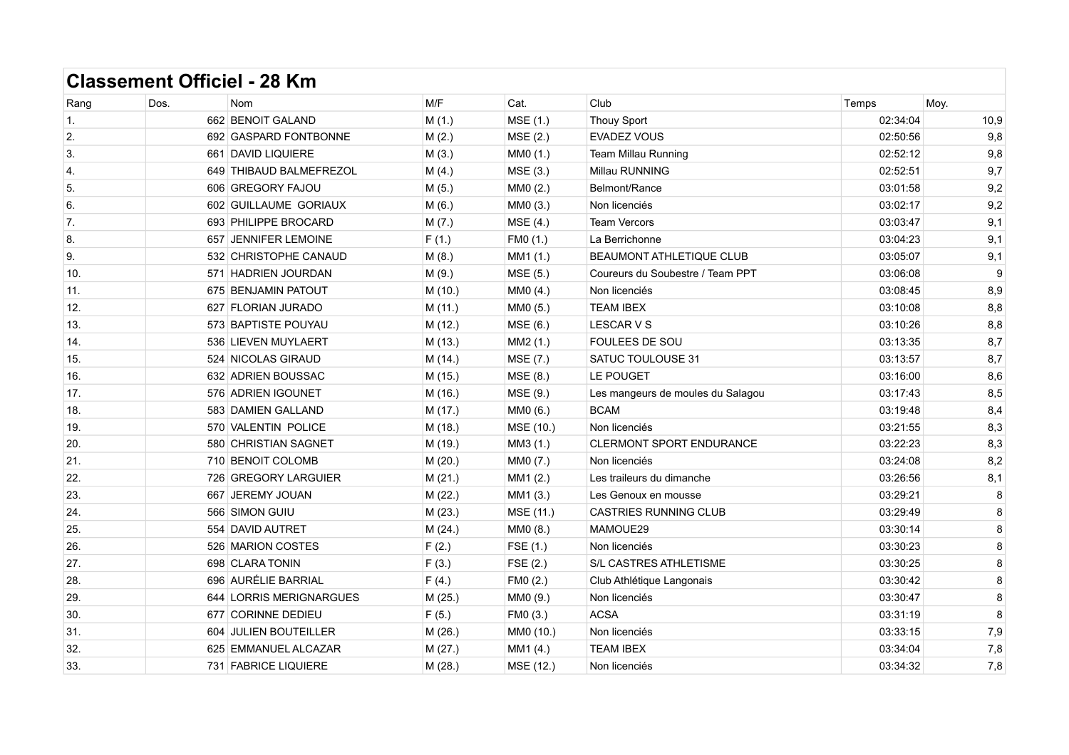## Classement Officiel - 28 Km

| Rang | Dos. | Nom | M/F | Cat. | Club | Temps | Moy. |
|---|---|---|---|---|---|---|---|
| 1. | 662 | BENOIT GALAND | M (1.) | MSE (1.) | Thouy Sport | 02:34:04 | 10,9 |
| 2. | 692 | GASPARD FONTBONNE | M (2.) | MSE (2.) | EVADEZ VOUS | 02:50:56 | 9,8 |
| 3. | 661 | DAVID LIQUIERE | M (3.) | MM0 (1.) | Team Millau Running | 02:52:12 | 9,8 |
| 4. | 649 | THIBAUD BALMEFREZOL | M (4.) | MSE (3.) | Millau RUNNING | 02:52:51 | 9,7 |
| 5. | 606 | GREGORY FAJOU | M (5.) | MM0 (2.) | Belmont/Rance | 03:01:58 | 9,2 |
| 6. | 602 | GUILLAUME GORIAUX | M (6.) | MM0 (3.) | Non licenciés | 03:02:17 | 9,2 |
| 7. | 693 | PHILIPPE BROCARD | M (7.) | MSE (4.) | Team Vercors | 03:03:47 | 9,1 |
| 8. | 657 | JENNIFER LEMOINE | F (1.) | FM0 (1.) | La Berrichonne | 03:04:23 | 9,1 |
| 9. | 532 | CHRISTOPHE CANAUD | M (8.) | MM1 (1.) | BEAUMONT ATHLETIQUE CLUB | 03:05:07 | 9,1 |
| 10. | 571 | HADRIEN JOURDAN | M (9.) | MSE (5.) | Coureurs du Soubestre / Team PPT | 03:06:08 | 9 |
| 11. | 675 | BENJAMIN PATOUT | M (10.) | MM0 (4.) | Non licenciés | 03:08:45 | 8,9 |
| 12. | 627 | FLORIAN JURADO | M (11.) | MM0 (5.) | TEAM IBEX | 03:10:08 | 8,8 |
| 13. | 573 | BAPTISTE POUYAU | M (12.) | MSE (6.) | LESCAR V S | 03:10:26 | 8,8 |
| 14. | 536 | LIEVEN MUYLAERT | M (13.) | MM2 (1.) | FOULEES DE SOU | 03:13:35 | 8,7 |
| 15. | 524 | NICOLAS GIRAUD | M (14.) | MSE (7.) | SATUC TOULOUSE 31 | 03:13:57 | 8,7 |
| 16. | 632 | ADRIEN BOUSSAC | M (15.) | MSE (8.) | LE POUGET | 03:16:00 | 8,6 |
| 17. | 576 | ADRIEN IGOUNET | M (16.) | MSE (9.) | Les mangeurs de moules du Salagou | 03:17:43 | 8,5 |
| 18. | 583 | DAMIEN GALLAND | M (17.) | MM0 (6.) | BCAM | 03:19:48 | 8,4 |
| 19. | 570 | VALENTIN POLICE | M (18.) | MSE (10.) | Non licenciés | 03:21:55 | 8,3 |
| 20. | 580 | CHRISTIAN SAGNET | M (19.) | MM3 (1.) | CLERMONT SPORT ENDURANCE | 03:22:23 | 8,3 |
| 21. | 710 | BENOIT COLOMB | M (20.) | MM0 (7.) | Non licenciés | 03:24:08 | 8,2 |
| 22. | 726 | GREGORY LARGUIER | M (21.) | MM1 (2.) | Les traileurs du dimanche | 03:26:56 | 8,1 |
| 23. | 667 | JEREMY JOUAN | M (22.) | MM1 (3.) | Les Genoux en mousse | 03:29:21 | 8 |
| 24. | 566 | SIMON GUIU | M (23.) | MSE (11.) | CASTRIES RUNNING CLUB | 03:29:49 | 8 |
| 25. | 554 | DAVID AUTRET | M (24.) | MM0 (8.) | MAMOUE29 | 03:30:14 | 8 |
| 26. | 526 | MARION COSTES | F (2.) | FSE (1.) | Non licenciés | 03:30:23 | 8 |
| 27. | 698 | CLARA TONIN | F (3.) | FSE (2.) | S/L CASTRES ATHLETISME | 03:30:25 | 8 |
| 28. | 696 | AURÉLIE BARRIAL | F (4.) | FM0 (2.) | Club Athlétique Langonais | 03:30:42 | 8 |
| 29. | 644 | LORRIS MERIGNARGUES | M (25.) | MM0 (9.) | Non licenciés | 03:30:47 | 8 |
| 30. | 677 | CORINNE DEDIEU | F (5.) | FM0 (3.) | ACSA | 03:31:19 | 8 |
| 31. | 604 | JULIEN BOUTEILLER | M (26.) | MM0 (10.) | Non licenciés | 03:33:15 | 7,9 |
| 32. | 625 | EMMANUEL ALCAZAR | M (27.) | MM1 (4.) | TEAM IBEX | 03:34:04 | 7,8 |
| 33. | 731 | FABRICE LIQUIERE | M (28.) | MSE (12.) | Non licenciés | 03:34:32 | 7,8 |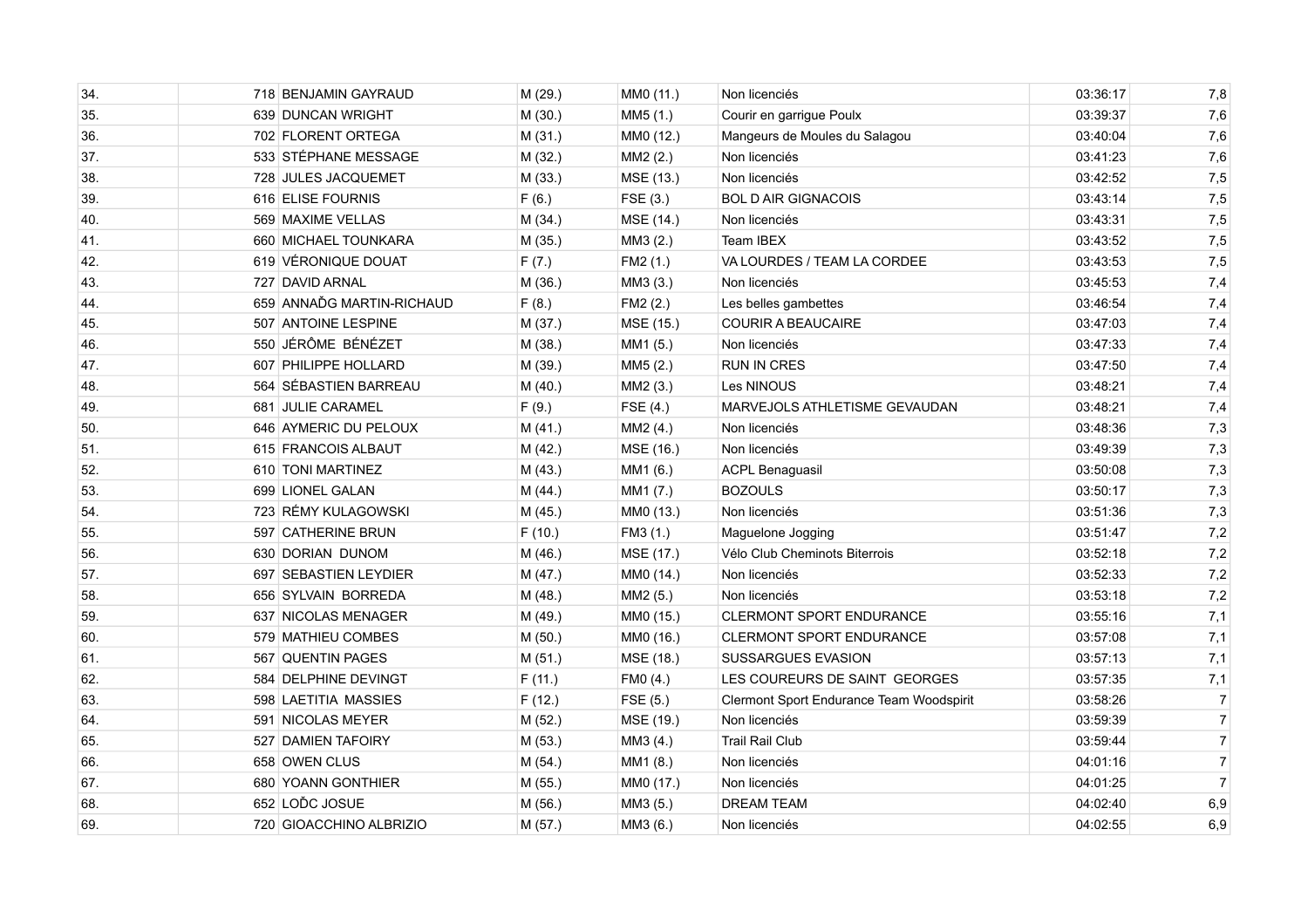| | | | | | | |
|---|---|---|---|---|---|---|
| 34. | 718 BENJAMIN GAYRAUD | M (29.) | MM0 (11.) | Non licenciés | 03:36:17 | 7,8 |
| 35. | 639 DUNCAN WRIGHT | M (30.) | MM5 (1.) | Courir en garrigue Poulx | 03:39:37 | 7,6 |
| 36. | 702 FLORENT ORTEGA | M (31.) | MM0 (12.) | Mangeurs de Moules du Salagou | 03:40:04 | 7,6 |
| 37. | 533 STÉPHANE MESSAGE | M (32.) | MM2 (2.) | Non licenciés | 03:41:23 | 7,6 |
| 38. | 728 JULES JACQUEMET | M (33.) | MSE (13.) | Non licenciés | 03:42:52 | 7,5 |
| 39. | 616 ELISE FOURNIS | F (6.) | FSE (3.) | BOL D AIR GIGNACOIS | 03:43:14 | 7,5 |
| 40. | 569 MAXIME VELLAS | M (34.) | MSE (14.) | Non licenciés | 03:43:31 | 7,5 |
| 41. | 660 MICHAEL TOUNKARA | M (35.) | MM3 (2.) | Team IBEX | 03:43:52 | 7,5 |
| 42. | 619 VÉRONIQUE DOUAT | F (7.) | FM2 (1.) | VA LOURDES / TEAM LA CORDEE | 03:43:53 | 7,5 |
| 43. | 727 DAVID ARNAL | M (36.) | MM3 (3.) | Non licenciés | 03:45:53 | 7,4 |
| 44. | 659 ANNAĎG MARTIN-RICHAUD | F (8.) | FM2 (2.) | Les belles gambettes | 03:46:54 | 7,4 |
| 45. | 507 ANTOINE LESPINE | M (37.) | MSE (15.) | COURIR A BEAUCAIRE | 03:47:03 | 7,4 |
| 46. | 550 JÉRÔME BÉNÉZET | M (38.) | MM1 (5.) | Non licenciés | 03:47:33 | 7,4 |
| 47. | 607 PHILIPPE HOLLARD | M (39.) | MM5 (2.) | RUN IN CRES | 03:47:50 | 7,4 |
| 48. | 564 SÉBASTIEN BARREAU | M (40.) | MM2 (3.) | Les NINOUS | 03:48:21 | 7,4 |
| 49. | 681 JULIE CARAMEL | F (9.) | FSE (4.) | MARVEJOLS ATHLETISME GEVAUDAN | 03:48:21 | 7,4 |
| 50. | 646 AYMERIC DU PELOUX | M (41.) | MM2 (4.) | Non licenciés | 03:48:36 | 7,3 |
| 51. | 615 FRANCOIS ALBAUT | M (42.) | MSE (16.) | Non licenciés | 03:49:39 | 7,3 |
| 52. | 610 TONI MARTINEZ | M (43.) | MM1 (6.) | ACPL Benaguasil | 03:50:08 | 7,3 |
| 53. | 699 LIONEL GALAN | M (44.) | MM1 (7.) | BOZOULS | 03:50:17 | 7,3 |
| 54. | 723 RÉMY KULAGOWSKI | M (45.) | MM0 (13.) | Non licenciés | 03:51:36 | 7,3 |
| 55. | 597 CATHERINE BRUN | F (10.) | FM3 (1.) | Maguelone Jogging | 03:51:47 | 7,2 |
| 56. | 630 DORIAN DUNOM | M (46.) | MSE (17.) | Vélo Club Cheminots Biterrois | 03:52:18 | 7,2 |
| 57. | 697 SEBASTIEN LEYDIER | M (47.) | MM0 (14.) | Non licenciés | 03:52:33 | 7,2 |
| 58. | 656 SYLVAIN BORREDA | M (48.) | MM2 (5.) | Non licenciés | 03:53:18 | 7,2 |
| 59. | 637 NICOLAS MENAGER | M (49.) | MM0 (15.) | CLERMONT SPORT ENDURANCE | 03:55:16 | 7,1 |
| 60. | 579 MATHIEU COMBES | M (50.) | MM0 (16.) | CLERMONT SPORT ENDURANCE | 03:57:08 | 7,1 |
| 61. | 567 QUENTIN PAGES | M (51.) | MSE (18.) | SUSSARGUES EVASION | 03:57:13 | 7,1 |
| 62. | 584 DELPHINE DEVINGT | F (11.) | FM0 (4.) | LES COUREURS DE SAINT GEORGES | 03:57:35 | 7,1 |
| 63. | 598 LAETITIA MASSIES | F (12.) | FSE (5.) | Clermont Sport Endurance Team Woodspirit | 03:58:26 | 7 |
| 64. | 591 NICOLAS MEYER | M (52.) | MSE (19.) | Non licenciés | 03:59:39 | 7 |
| 65. | 527 DAMIEN TAFOIRY | M (53.) | MM3 (4.) | Trail Rail Club | 03:59:44 | 7 |
| 66. | 658 OWEN CLUS | M (54.) | MM1 (8.) | Non licenciés | 04:01:16 | 7 |
| 67. | 680 YOANN GONTHIER | M (55.) | MM0 (17.) | Non licenciés | 04:01:25 | 7 |
| 68. | 652 LOĎC JOSUE | M (56.) | MM3 (5.) | DREAM TEAM | 04:02:40 | 6,9 |
| 69. | 720 GIOACCHINO ALBRIZIO | M (57.) | MM3 (6.) | Non licenciés | 04:02:55 | 6,9 |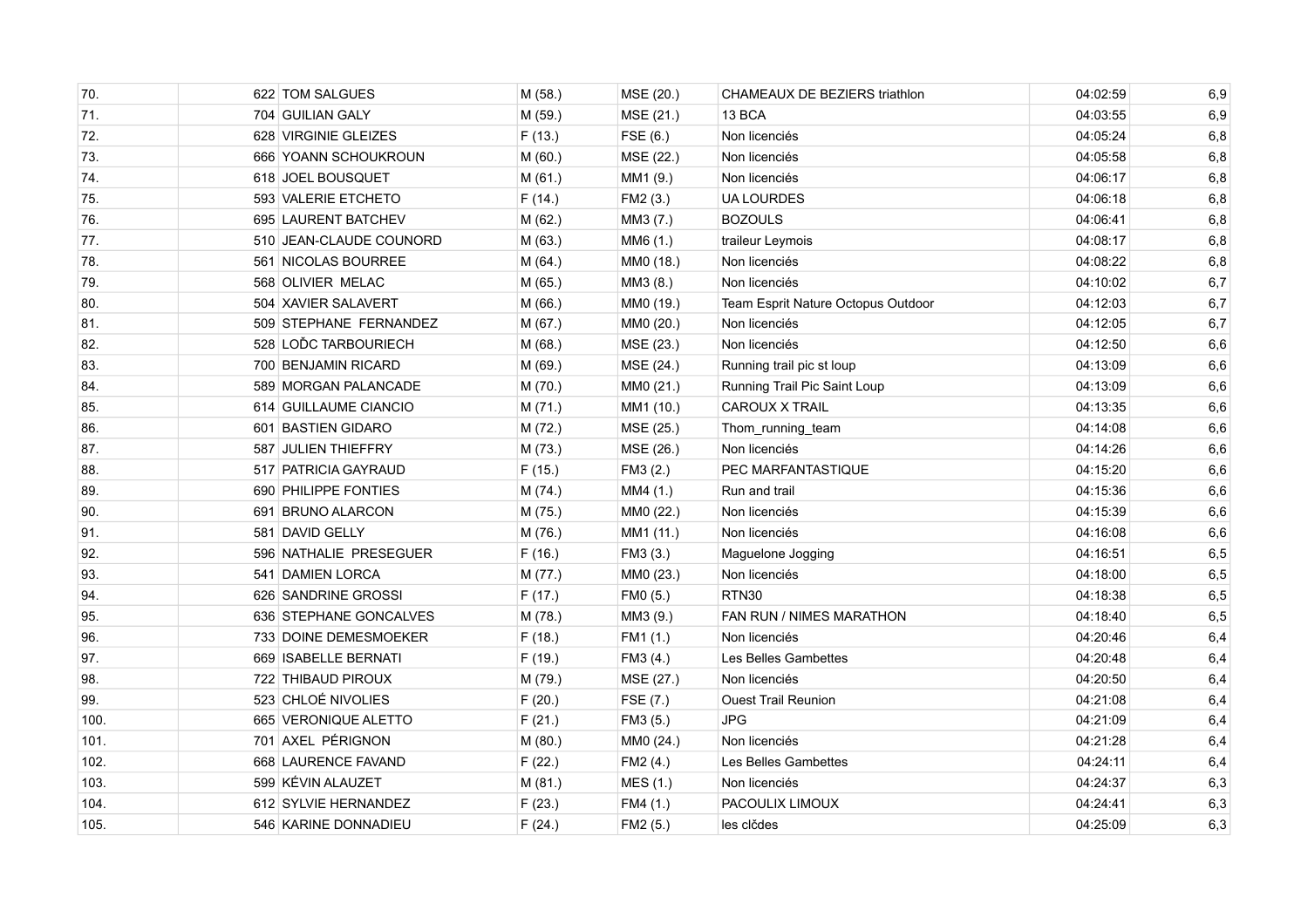| 70. | 622 | TOM SALGUES | M (58.) | MSE (20.) | CHAMEAUX DE BEZIERS triathlon | 04:02:59 | 6,9 |
|---|---|---|---|---|---|---|---|
| 71. | 704 | GUILIAN GALY | M (59.) | MSE (21.) | 13 BCA | 04:03:55 | 6,9 |
| 72. | 628 | VIRGINIE GLEIZES | F (13.) | FSE (6.) | Non licenciés | 04:05:24 | 6,8 |
| 73. | 666 | YOANN SCHOUKROUN | M (60.) | MSE (22.) | Non licenciés | 04:05:58 | 6,8 |
| 74. | 618 | JOEL BOUSQUET | M (61.) | MM1 (9.) | Non licenciés | 04:06:17 | 6,8 |
| 75. | 593 | VALERIE ETCHETO | F (14.) | FM2 (3.) | UA LOURDES | 04:06:18 | 6,8 |
| 76. | 695 | LAURENT BATCHEV | M (62.) | MM3 (7.) | BOZOULS | 04:06:41 | 6,8 |
| 77. | 510 | JEAN-CLAUDE COUNORD | M (63.) | MM6 (1.) | traileur Leymois | 04:08:17 | 6,8 |
| 78. | 561 | NICOLAS BOURREE | M (64.) | MM0 (18.) | Non licenciés | 04:08:22 | 6,8 |
| 79. | 568 | OLIVIER MELAC | M (65.) | MM3 (8.) | Non licenciés | 04:10:02 | 6,7 |
| 80. | 504 | XAVIER SALAVERT | M (66.) | MM0 (19.) | Team Esprit Nature Octopus Outdoor | 04:12:03 | 6,7 |
| 81. | 509 | STEPHANE FERNANDEZ | M (67.) | MM0 (20.) | Non licenciés | 04:12:05 | 6,7 |
| 82. | 528 | LOĎC TARBOURIECH | M (68.) | MSE (23.) | Non licenciés | 04:12:50 | 6,6 |
| 83. | 700 | BENJAMIN RICARD | M (69.) | MSE (24.) | Running trail pic st loup | 04:13:09 | 6,6 |
| 84. | 589 | MORGAN PALANCADE | M (70.) | MM0 (21.) | Running Trail Pic Saint Loup | 04:13:09 | 6,6 |
| 85. | 614 | GUILLAUME CIANCIO | M (71.) | MM1 (10.) | CAROUX X TRAIL | 04:13:35 | 6,6 |
| 86. | 601 | BASTIEN GIDARO | M (72.) | MSE (25.) | Thom_running_team | 04:14:08 | 6,6 |
| 87. | 587 | JULIEN THIEFFRY | M (73.) | MSE (26.) | Non licenciés | 04:14:26 | 6,6 |
| 88. | 517 | PATRICIA GAYRAUD | F (15.) | FM3 (2.) | PEC MARFANTASTIQUE | 04:15:20 | 6,6 |
| 89. | 690 | PHILIPPE FONTIES | M (74.) | MM4 (1.) | Run and trail | 04:15:36 | 6,6 |
| 90. | 691 | BRUNO ALARCON | M (75.) | MM0 (22.) | Non licenciés | 04:15:39 | 6,6 |
| 91. | 581 | DAVID GELLY | M (76.) | MM1 (11.) | Non licenciés | 04:16:08 | 6,6 |
| 92. | 596 | NATHALIE PRESEGUER | F (16.) | FM3 (3.) | Maguelone Jogging | 04:16:51 | 6,5 |
| 93. | 541 | DAMIEN LORCA | M (77.) | MM0 (23.) | Non licenciés | 04:18:00 | 6,5 |
| 94. | 626 | SANDRINE GROSSI | F (17.) | FM0 (5.) | RTN30 | 04:18:38 | 6,5 |
| 95. | 636 | STEPHANE GONCALVES | M (78.) | MM3 (9.) | FAN RUN / NIMES MARATHON | 04:18:40 | 6,5 |
| 96. | 733 | DOINE DEMESMOEKER | F (18.) | FM1 (1.) | Non licenciés | 04:20:46 | 6,4 |
| 97. | 669 | ISABELLE BERNATI | F (19.) | FM3 (4.) | Les Belles Gambettes | 04:20:48 | 6,4 |
| 98. | 722 | THIBAUD PIROUX | M (79.) | MSE (27.) | Non licenciés | 04:20:50 | 6,4 |
| 99. | 523 | CHLOÉ NIVOLIES | F (20.) | FSE (7.) | Ouest Trail Reunion | 04:21:08 | 6,4 |
| 100. | 665 | VERONIQUE ALETTO | F (21.) | FM3 (5.) | JPG | 04:21:09 | 6,4 |
| 101. | 701 | AXEL PÉRIGNON | M (80.) | MM0 (24.) | Non licenciés | 04:21:28 | 6,4 |
| 102. | 668 | LAURENCE FAVAND | F (22.) | FM2 (4.) | Les Belles Gambettes | 04:24:11 | 6,4 |
| 103. | 599 | KÉVIN ALAUZET | M (81.) | MES (1.) | Non licenciés | 04:24:37 | 6,3 |
| 104. | 612 | SYLVIE HERNANDEZ | F (23.) | FM4 (1.) | PACOULIX LIMOUX | 04:24:41 | 6,3 |
| 105. | 546 | KARINE DONNADIEU | F (24.) | FM2 (5.) | les clčdes | 04:25:09 | 6,3 |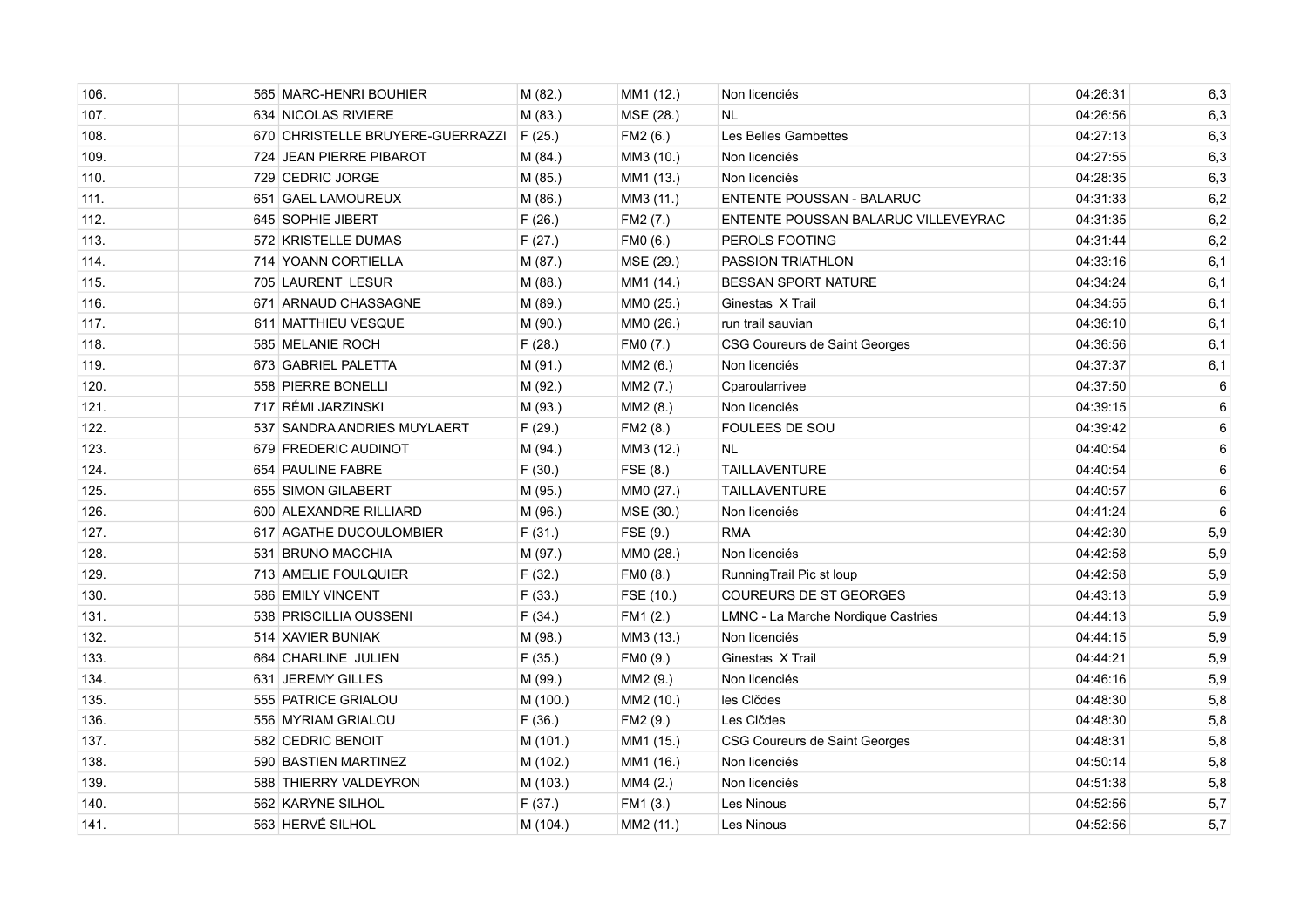| | | | | | | | |
|---|---|---|---|---|---|---|---|
| 106. | 565 | MARC-HENRI BOUHIER | M (82.) | MM1 (12.) | Non licenciés | 04:26:31 | 6,3 |
| 107. | 634 | NICOLAS RIVIERE | M (83.) | MSE (28.) | NL | 04:26:56 | 6,3 |
| 108. | 670 | CHRISTELLE BRUYERE-GUERRAZZI | F (25.) | FM2 (6.) | Les Belles Gambettes | 04:27:13 | 6,3 |
| 109. | 724 | JEAN PIERRE PIBAROT | M (84.) | MM3 (10.) | Non licenciés | 04:27:55 | 6,3 |
| 110. | 729 | CEDRIC JORGE | M (85.) | MM1 (13.) | Non licenciés | 04:28:35 | 6,3 |
| 111. | 651 | GAEL LAMOUREUX | M (86.) | MM3 (11.) | ENTENTE POUSSAN - BALARUC | 04:31:33 | 6,2 |
| 112. | 645 | SOPHIE JIBERT | F (26.) | FM2 (7.) | ENTENTE POUSSAN BALARUC VILLEVEYRAC | 04:31:35 | 6,2 |
| 113. | 572 | KRISTELLE DUMAS | F (27.) | FM0 (6.) | PEROLS FOOTING | 04:31:44 | 6,2 |
| 114. | 714 | YOANN CORTIELLA | M (87.) | MSE (29.) | PASSION TRIATHLON | 04:33:16 | 6,1 |
| 115. | 705 | LAURENT LESUR | M (88.) | MM1 (14.) | BESSAN SPORT NATURE | 04:34:24 | 6,1 |
| 116. | 671 | ARNAUD CHASSAGNE | M (89.) | MM0 (25.) | Ginestas X Trail | 04:34:55 | 6,1 |
| 117. | 611 | MATTHIEU VESQUE | M (90.) | MM0 (26.) | run trail sauvian | 04:36:10 | 6,1 |
| 118. | 585 | MELANIE ROCH | F (28.) | FM0 (7.) | CSG Coureurs de Saint Georges | 04:36:56 | 6,1 |
| 119. | 673 | GABRIEL PALETTA | M (91.) | MM2 (6.) | Non licenciés | 04:37:37 | 6,1 |
| 120. | 558 | PIERRE BONELLI | M (92.) | MM2 (7.) | Cparoularrivee | 04:37:50 | 6 |
| 121. | 717 | RÉMI JARZINSKI | M (93.) | MM2 (8.) | Non licenciés | 04:39:15 | 6 |
| 122. | 537 | SANDRA ANDRIES MUYLAERT | F (29.) | FM2 (8.) | FOULEES DE SOU | 04:39:42 | 6 |
| 123. | 679 | FREDERIC AUDINOT | M (94.) | MM3 (12.) | NL | 04:40:54 | 6 |
| 124. | 654 | PAULINE FABRE | F (30.) | FSE (8.) | TAILLAVENTURE | 04:40:54 | 6 |
| 125. | 655 | SIMON GILABERT | M (95.) | MM0 (27.) | TAILLAVENTURE | 04:40:57 | 6 |
| 126. | 600 | ALEXANDRE RILLIARD | M (96.) | MSE (30.) | Non licenciés | 04:41:24 | 6 |
| 127. | 617 | AGATHE DUCOULOMBIER | F (31.) | FSE (9.) | RMA | 04:42:30 | 5,9 |
| 128. | 531 | BRUNO MACCHIA | M (97.) | MM0 (28.) | Non licenciés | 04:42:58 | 5,9 |
| 129. | 713 | AMELIE FOULQUIER | F (32.) | FM0 (8.) | RunningTrail Pic st loup | 04:42:58 | 5,9 |
| 130. | 586 | EMILY VINCENT | F (33.) | FSE (10.) | COUREURS DE ST GEORGES | 04:43:13 | 5,9 |
| 131. | 538 | PRISCILLIA OUSSENI | F (34.) | FM1 (2.) | LMNC - La Marche Nordique Castries | 04:44:13 | 5,9 |
| 132. | 514 | XAVIER BUNIAK | M (98.) | MM3 (13.) | Non licenciés | 04:44:15 | 5,9 |
| 133. | 664 | CHARLINE JULIEN | F (35.) | FM0 (9.) | Ginestas X Trail | 04:44:21 | 5,9 |
| 134. | 631 | JEREMY GILLES | M (99.) | MM2 (9.) | Non licenciés | 04:46:16 | 5,9 |
| 135. | 555 | PATRICE GRIALOU | M (100.) | MM2 (10.) | les Clčdes | 04:48:30 | 5,8 |
| 136. | 556 | MYRIAM GRIALOU | F (36.) | FM2 (9.) | Les Clčdes | 04:48:30 | 5,8 |
| 137. | 582 | CEDRIC BENOIT | M (101.) | MM1 (15.) | CSG Coureurs de Saint Georges | 04:48:31 | 5,8 |
| 138. | 590 | BASTIEN MARTINEZ | M (102.) | MM1 (16.) | Non licenciés | 04:50:14 | 5,8 |
| 139. | 588 | THIERRY VALDEYRON | M (103.) | MM4 (2.) | Non licenciés | 04:51:38 | 5,8 |
| 140. | 562 | KARYNE SILHOL | F (37.) | FM1 (3.) | Les Ninous | 04:52:56 | 5,7 |
| 141. | 563 | HERVÉ SILHOL | M (104.) | MM2 (11.) | Les Ninous | 04:52:56 | 5,7 |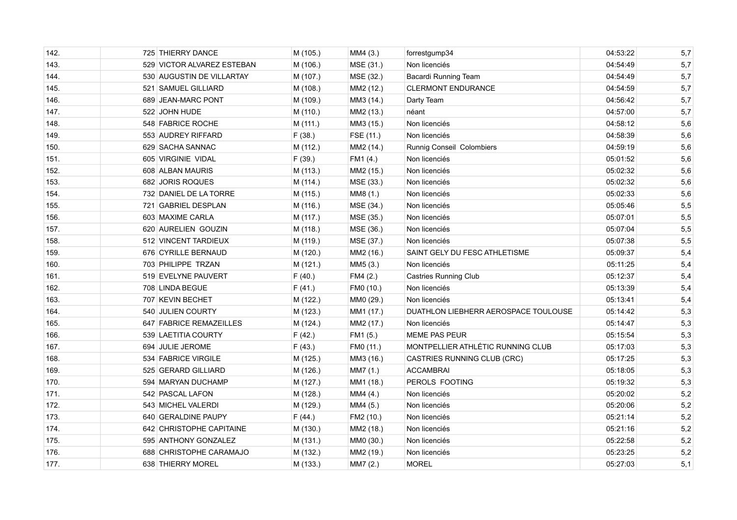| 142. | 725 THIERRY DANCE | M (105.) | MM4 (3.) | forrestgump34 | 04:53:22 | 5,7 |
|---|---|---|---|---|---|---|
| 143. | 529 VICTOR ALVAREZ ESTEBAN | M (106.) | MSE (31.) | Non licenciés | 04:54:49 | 5,7 |
| 144. | 530 AUGUSTIN DE VILLARTAY | M (107.) | MSE (32.) | Bacardi Running Team | 04:54:49 | 5,7 |
| 145. | 521 SAMUEL GILLIARD | M (108.) | MM2 (12.) | CLERMONT ENDURANCE | 04:54:59 | 5,7 |
| 146. | 689 JEAN-MARC PONT | M (109.) | MM3 (14.) | Darty Team | 04:56:42 | 5,7 |
| 147. | 522 JOHN HUDE | M (110.) | MM2 (13.) | néant | 04:57:00 | 5,7 |
| 148. | 548 FABRICE ROCHE | M (111.) | MM3 (15.) | Non licenciés | 04:58:12 | 5,6 |
| 149. | 553 AUDREY RIFFARD | F (38.) | FSE (11.) | Non licenciés | 04:58:39 | 5,6 |
| 150. | 629 SACHA SANNAC | M (112.) | MM2 (14.) | Runnig Conseil Colombiers | 04:59:19 | 5,6 |
| 151. | 605 VIRGINIE VIDAL | F (39.) | FM1 (4.) | Non licenciés | 05:01:52 | 5,6 |
| 152. | 608 ALBAN MAURIS | M (113.) | MM2 (15.) | Non licenciés | 05:02:32 | 5,6 |
| 153. | 682 JORIS ROQUES | M (114.) | MSE (33.) | Non licenciés | 05:02:32 | 5,6 |
| 154. | 732 DANIEL DE LA TORRE | M (115.) | MM8 (1.) | Non licenciés | 05:02:33 | 5,6 |
| 155. | 721 GABRIEL DESPLAN | M (116.) | MSE (34.) | Non licenciés | 05:05:46 | 5,5 |
| 156. | 603 MAXIME CARLA | M (117.) | MSE (35.) | Non licenciés | 05:07:01 | 5,5 |
| 157. | 620 AURELIEN GOUZIN | M (118.) | MSE (36.) | Non licenciés | 05:07:04 | 5,5 |
| 158. | 512 VINCENT TARDIEUX | M (119.) | MSE (37.) | Non licenciés | 05:07:38 | 5,5 |
| 159. | 676 CYRILLE BERNAUD | M (120.) | MM2 (16.) | SAINT GELY DU FESC ATHLETISME | 05:09:37 | 5,4 |
| 160. | 703 PHILIPPE TRZAN | M (121.) | MM5 (3.) | Non licenciés | 05:11:25 | 5,4 |
| 161. | 519 EVELYNE PAUVERT | F (40.) | FM4 (2.) | Castries Running Club | 05:12:37 | 5,4 |
| 162. | 708 LINDA BEGUE | F (41.) | FM0 (10.) | Non licenciés | 05:13:39 | 5,4 |
| 163. | 707 KEVIN BECHET | M (122.) | MM0 (29.) | Non licenciés | 05:13:41 | 5,4 |
| 164. | 540 JULIEN COURTY | M (123.) | MM1 (17.) | DUATHLON LIEBHERR AEROSPACE TOULOUSE | 05:14:42 | 5,3 |
| 165. | 647 FABRICE REMAZEILLES | M (124.) | MM2 (17.) | Non licenciés | 05:14:47 | 5,3 |
| 166. | 539 LAETITIA COURTY | F (42.) | FM1 (5.) | MEME PAS PEUR | 05:15:54 | 5,3 |
| 167. | 694 JULIE JEROME | F (43.) | FM0 (11.) | MONTPELLIER ATHLÉTIC RUNNING CLUB | 05:17:03 | 5,3 |
| 168. | 534 FABRICE VIRGILE | M (125.) | MM3 (16.) | CASTRIES RUNNING CLUB (CRC) | 05:17:25 | 5,3 |
| 169. | 525 GERARD GILLIARD | M (126.) | MM7 (1.) | ACCAMBRAI | 05:18:05 | 5,3 |
| 170. | 594 MARYAN DUCHAMP | M (127.) | MM1 (18.) | PEROLS FOOTING | 05:19:32 | 5,3 |
| 171. | 542 PASCAL LAFON | M (128.) | MM4 (4.) | Non licenciés | 05:20:02 | 5,2 |
| 172. | 543 MICHEL VALERDI | M (129.) | MM4 (5.) | Non licenciés | 05:20:06 | 5,2 |
| 173. | 640 GERALDINE PAUPY | F (44.) | FM2 (10.) | Non licenciés | 05:21:14 | 5,2 |
| 174. | 642 CHRISTOPHE CAPITAINE | M (130.) | MM2 (18.) | Non licenciés | 05:21:16 | 5,2 |
| 175. | 595 ANTHONY GONZALEZ | M (131.) | MM0 (30.) | Non licenciés | 05:22:58 | 5,2 |
| 176. | 688 CHRISTOPHE CARAMAJO | M (132.) | MM2 (19.) | Non licenciés | 05:23:25 | 5,2 |
| 177. | 638 THIERRY MOREL | M (133.) | MM7 (2.) | MOREL | 05:27:03 | 5,1 |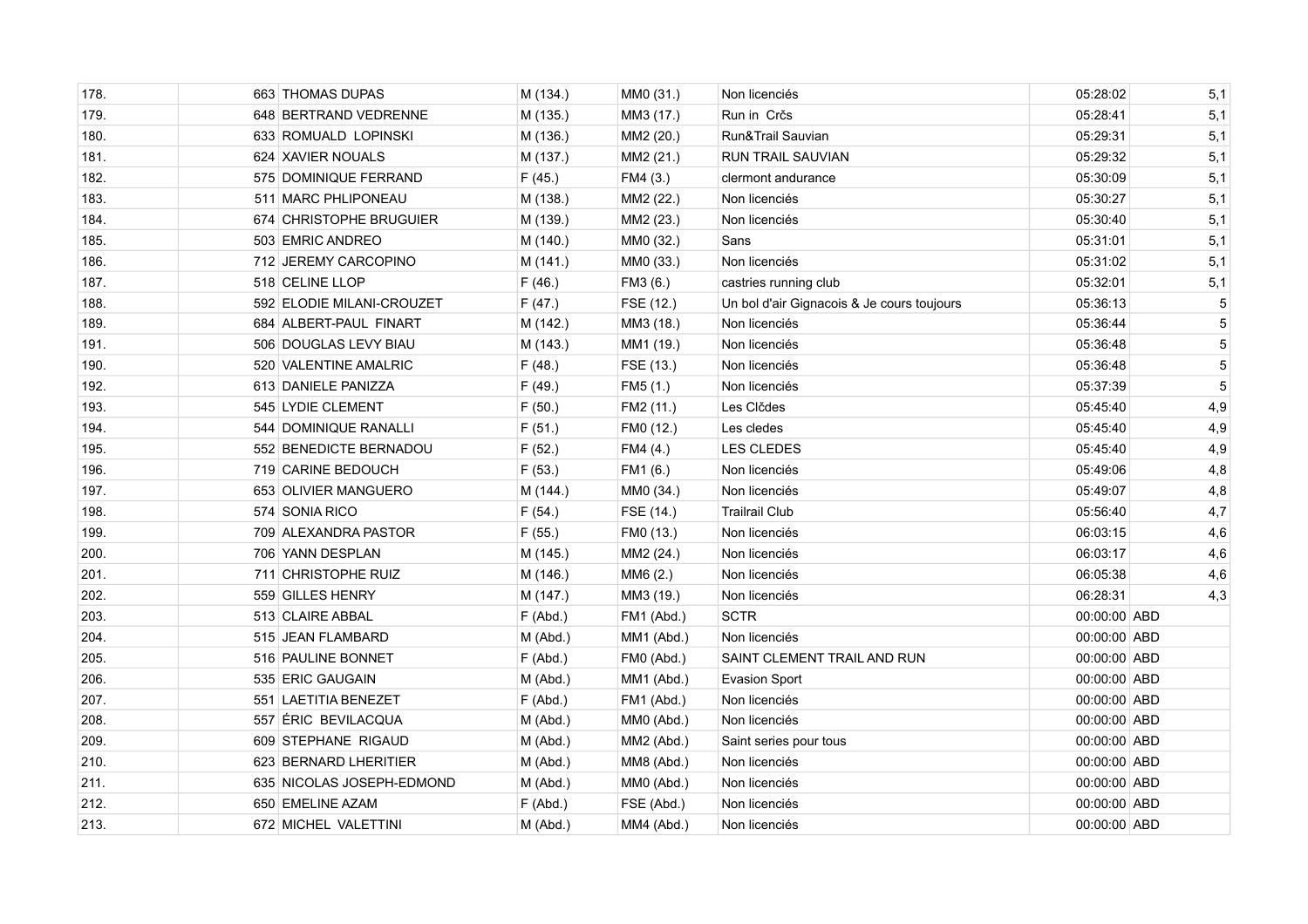| | | | | | | | |
|---|---|---|---|---|---|---|---|
| 178. | 663 | THOMAS DUPAS | M (134.) | MM0 (31.) | Non licenciés | 05:28:02 | 5,1 |
| 179. | 648 | BERTRAND VEDRENNE | M (135.) | MM3 (17.) | Run in Crčs | 05:28:41 | 5,1 |
| 180. | 633 | ROMUALD LOPINSKI | M (136.) | MM2 (20.) | Run&Trail Sauvian | 05:29:31 | 5,1 |
| 181. | 624 | XAVIER NOUALS | M (137.) | MM2 (21.) | RUN TRAIL SAUVIAN | 05:29:32 | 5,1 |
| 182. | 575 | DOMINIQUE FERRAND | F (45.) | FM4 (3.) | clermont andurance | 05:30:09 | 5,1 |
| 183. | 511 | MARC PHLIPONEAU | M (138.) | MM2 (22.) | Non licenciés | 05:30:27 | 5,1 |
| 184. | 674 | CHRISTOPHE BRUGUIER | M (139.) | MM2 (23.) | Non licenciés | 05:30:40 | 5,1 |
| 185. | 503 | EMRIC ANDREO | M (140.) | MM0 (32.) | Sans | 05:31:01 | 5,1 |
| 186. | 712 | JEREMY CARCOPINO | M (141.) | MM0 (33.) | Non licenciés | 05:31:02 | 5,1 |
| 187. | 518 | CELINE LLOP | F (46.) | FM3 (6.) | castries running club | 05:32:01 | 5,1 |
| 188. | 592 | ELODIE MILANI-CROUZET | F (47.) | FSE (12.) | Un bol d'air Gignacois & Je cours toujours | 05:36:13 | 5 |
| 189. | 684 | ALBERT-PAUL FINART | M (142.) | MM3 (18.) | Non licenciés | 05:36:44 | 5 |
| 191. | 506 | DOUGLAS LEVY BIAU | M (143.) | MM1 (19.) | Non licenciés | 05:36:48 | 5 |
| 190. | 520 | VALENTINE AMALRIC | F (48.) | FSE (13.) | Non licenciés | 05:36:48 | 5 |
| 192. | 613 | DANIELE PANIZZA | F (49.) | FM5 (1.) | Non licenciés | 05:37:39 | 5 |
| 193. | 545 | LYDIE CLEMENT | F (50.) | FM2 (11.) | Les Clčdes | 05:45:40 | 4,9 |
| 194. | 544 | DOMINIQUE RANALLI | F (51.) | FM0 (12.) | Les cledes | 05:45:40 | 4,9 |
| 195. | 552 | BENEDICTE BERNADOU | F (52.) | FM4 (4.) | LES CLEDES | 05:45:40 | 4,9 |
| 196. | 719 | CARINE BEDOUCH | F (53.) | FM1 (6.) | Non licenciés | 05:49:06 | 4,8 |
| 197. | 653 | OLIVIER MANGUERO | M (144.) | MM0 (34.) | Non licenciés | 05:49:07 | 4,8 |
| 198. | 574 | SONIA RICO | F (54.) | FSE (14.) | Trailrail Club | 05:56:40 | 4,7 |
| 199. | 709 | ALEXANDRA PASTOR | F (55.) | FM0 (13.) | Non licenciés | 06:03:15 | 4,6 |
| 200. | 706 | YANN DESPLAN | M (145.) | MM2 (24.) | Non licenciés | 06:03:17 | 4,6 |
| 201. | 711 | CHRISTOPHE RUIZ | M (146.) | MM6 (2.) | Non licenciés | 06:05:38 | 4,6 |
| 202. | 559 | GILLES HENRY | M (147.) | MM3 (19.) | Non licenciés | 06:28:31 | 4,3 |
| 203. | 513 | CLAIRE ABBAL | F (Abd.) | FM1 (Abd.) | SCTR | 00:00:00 ABD | |
| 204. | 515 | JEAN FLAMBARD | M (Abd.) | MM1 (Abd.) | Non licenciés | 00:00:00 ABD | |
| 205. | 516 | PAULINE BONNET | F (Abd.) | FM0 (Abd.) | SAINT CLEMENT TRAIL AND RUN | 00:00:00 ABD | |
| 206. | 535 | ERIC GAUGAIN | M (Abd.) | MM1 (Abd.) | Evasion Sport | 00:00:00 ABD | |
| 207. | 551 | LAETITIA BENEZET | F (Abd.) | FM1 (Abd.) | Non licenciés | 00:00:00 ABD | |
| 208. | 557 | ÉRIC BEVILACQUA | M (Abd.) | MM0 (Abd.) | Non licenciés | 00:00:00 ABD | |
| 209. | 609 | STEPHANE RIGAUD | M (Abd.) | MM2 (Abd.) | Saint series pour tous | 00:00:00 ABD | |
| 210. | 623 | BERNARD LHERITIER | M (Abd.) | MM8 (Abd.) | Non licenciés | 00:00:00 ABD | |
| 211. | 635 | NICOLAS JOSEPH-EDMOND | M (Abd.) | MM0 (Abd.) | Non licenciés | 00:00:00 ABD | |
| 212. | 650 | EMELINE AZAM | F (Abd.) | FSE (Abd.) | Non licenciés | 00:00:00 ABD | |
| 213. | 672 | MICHEL VALETTINI | M (Abd.) | MM4 (Abd.) | Non licenciés | 00:00:00 ABD | |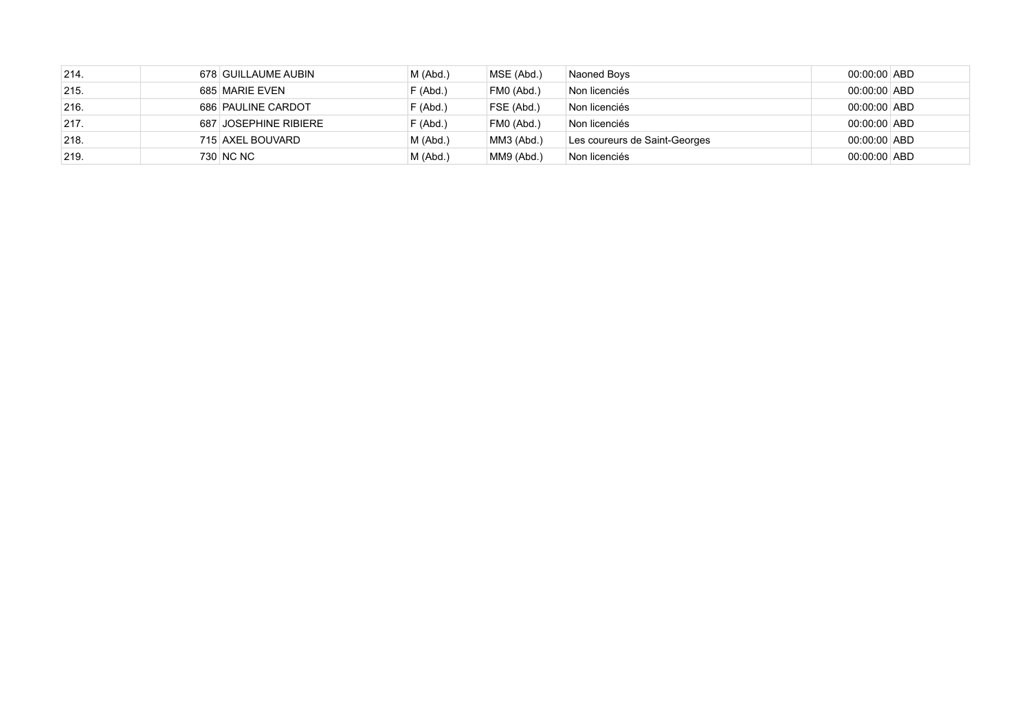| | | | | | | | |
|---|---|---|---|---|---|---|---|
| 214. | 678 | GUILLAUME AUBIN | M (Abd.) | MSE (Abd.) | Naoned Boys | 00:00:00 | ABD |
| 215. | 685 | MARIE EVEN | F (Abd.) | FM0 (Abd.) | Non licenciés | 00:00:00 | ABD |
| 216. | 686 | PAULINE CARDOT | F (Abd.) | FSE (Abd.) | Non licenciés | 00:00:00 | ABD |
| 217. | 687 | JOSEPHINE RIBIERE | F (Abd.) | FM0 (Abd.) | Non licenciés | 00:00:00 | ABD |
| 218. | 715 | AXEL BOUVARD | M (Abd.) | MM3 (Abd.) | Les coureurs de Saint-Georges | 00:00:00 | ABD |
| 219. | 730 | NC NC | M (Abd.) | MM9 (Abd.) | Non licenciés | 00:00:00 | ABD |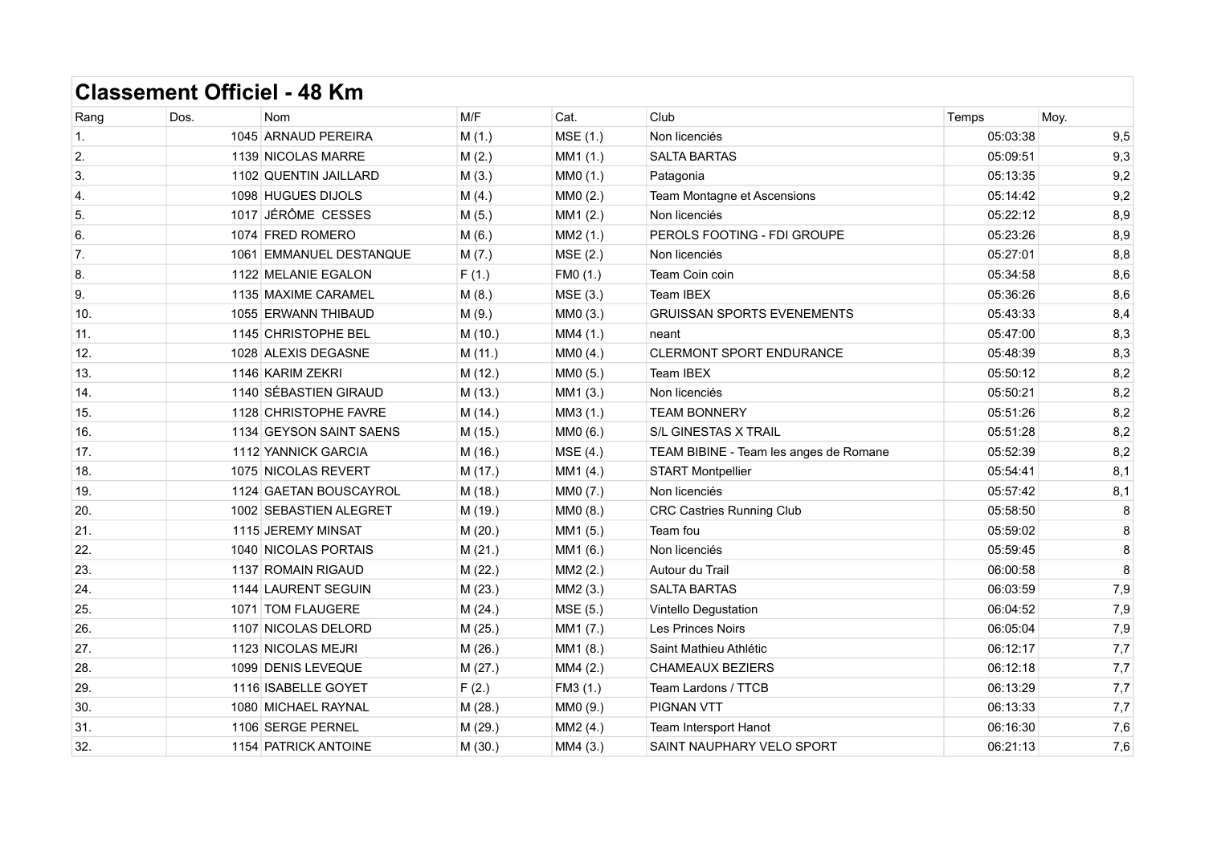# Classement Officiel - 48 Km

| Rang | Dos. | Nom | M/F | Cat. | Club | Temps | Moy. |
|---|---|---|---|---|---|---|---|
| 1. | 1045 | ARNAUD PEREIRA | M (1.) | MSE (1.) | Non licenciés | 05:03:38 | 9,5 |
| 2. | 1139 | NICOLAS MARRE | M (2.) | MM1 (1.) | SALTA BARTAS | 05:09:51 | 9,3 |
| 3. | 1102 | QUENTIN JAILLARD | M (3.) | MM0 (1.) | Patagonia | 05:13:35 | 9,2 |
| 4. | 1098 | HUGUES DIJOLS | M (4.) | MM0 (2.) | Team Montagne et Ascensions | 05:14:42 | 9,2 |
| 5. | 1017 | JÉRÔME CESSES | M (5.) | MM1 (2.) | Non licenciés | 05:22:12 | 8,9 |
| 6. | 1074 | FRED ROMERO | M (6.) | MM2 (1.) | PEROLS FOOTING - FDI GROUPE | 05:23:26 | 8,9 |
| 7. | 1061 | EMMANUEL DESTANQUE | M (7.) | MSE (2.) | Non licenciés | 05:27:01 | 8,8 |
| 8. | 1122 | MELANIE EGALON | F (1.) | FM0 (1.) | Team Coin coin | 05:34:58 | 8,6 |
| 9. | 1135 | MAXIME CARAMEL | M (8.) | MSE (3.) | Team IBEX | 05:36:26 | 8,6 |
| 10. | 1055 | ERWANN THIBAUD | M (9.) | MM0 (3.) | GRUISSAN SPORTS EVENEMENTS | 05:43:33 | 8,4 |
| 11. | 1145 | CHRISTOPHE BEL | M (10.) | MM4 (1.) | neant | 05:47:00 | 8,3 |
| 12. | 1028 | ALEXIS DEGASNE | M (11.) | MM0 (4.) | CLERMONT SPORT ENDURANCE | 05:48:39 | 8,3 |
| 13. | 1146 | KARIM ZEKRI | M (12.) | MM0 (5.) | Team IBEX | 05:50:12 | 8,2 |
| 14. | 1140 | SÉBASTIEN GIRAUD | M (13.) | MM1 (3.) | Non licenciés | 05:50:21 | 8,2 |
| 15. | 1128 | CHRISTOPHE FAVRE | M (14.) | MM3 (1.) | TEAM BONNERY | 05:51:26 | 8,2 |
| 16. | 1134 | GEYSON SAINT SAENS | M (15.) | MM0 (6.) | S/L GINESTAS X TRAIL | 05:51:28 | 8,2 |
| 17. | 1112 | YANNICK GARCIA | M (16.) | MSE (4.) | TEAM BIBINE - Team les anges de Romane | 05:52:39 | 8,2 |
| 18. | 1075 | NICOLAS REVERT | M (17.) | MM1 (4.) | START Montpellier | 05:54:41 | 8,1 |
| 19. | 1124 | GAETAN BOUSCAYROL | M (18.) | MM0 (7.) | Non licenciés | 05:57:42 | 8,1 |
| 20. | 1002 | SEBASTIEN ALEGRET | M (19.) | MM0 (8.) | CRC Castries Running Club | 05:58:50 | 8 |
| 21. | 1115 | JEREMY MINSAT | M (20.) | MM1 (5.) | Team fou | 05:59:02 | 8 |
| 22. | 1040 | NICOLAS PORTAIS | M (21.) | MM1 (6.) | Non licenciés | 05:59:45 | 8 |
| 23. | 1137 | ROMAIN RIGAUD | M (22.) | MM2 (2.) | Autour du Trail | 06:00:58 | 8 |
| 24. | 1144 | LAURENT SEGUIN | M (23.) | MM2 (3.) | SALTA BARTAS | 06:03:59 | 7,9 |
| 25. | 1071 | TOM FLAUGERE | M (24.) | MSE (5.) | Vintello Degustation | 06:04:52 | 7,9 |
| 26. | 1107 | NICOLAS DELORD | M (25.) | MM1 (7.) | Les Princes Noirs | 06:05:04 | 7,9 |
| 27. | 1123 | NICOLAS MEJRI | M (26.) | MM1 (8.) | Saint Mathieu Athlétic | 06:12:17 | 7,7 |
| 28. | 1099 | DENIS LEVEQUE | M (27.) | MM4 (2.) | CHAMEAUX BEZIERS | 06:12:18 | 7,7 |
| 29. | 1116 | ISABELLE GOYET | F (2.) | FM3 (1.) | Team Lardons / TTCB | 06:13:29 | 7,7 |
| 30. | 1080 | MICHAEL RAYNAL | M (28.) | MM0 (9.) | PIGNAN VTT | 06:13:33 | 7,7 |
| 31. | 1106 | SERGE PERNEL | M (29.) | MM2 (4.) | Team Intersport Hanot | 06:16:30 | 7,6 |
| 32. | 1154 | PATRICK ANTOINE | M (30.) | MM4 (3.) | SAINT NAUPHARY VELO SPORT | 06:21:13 | 7,6 |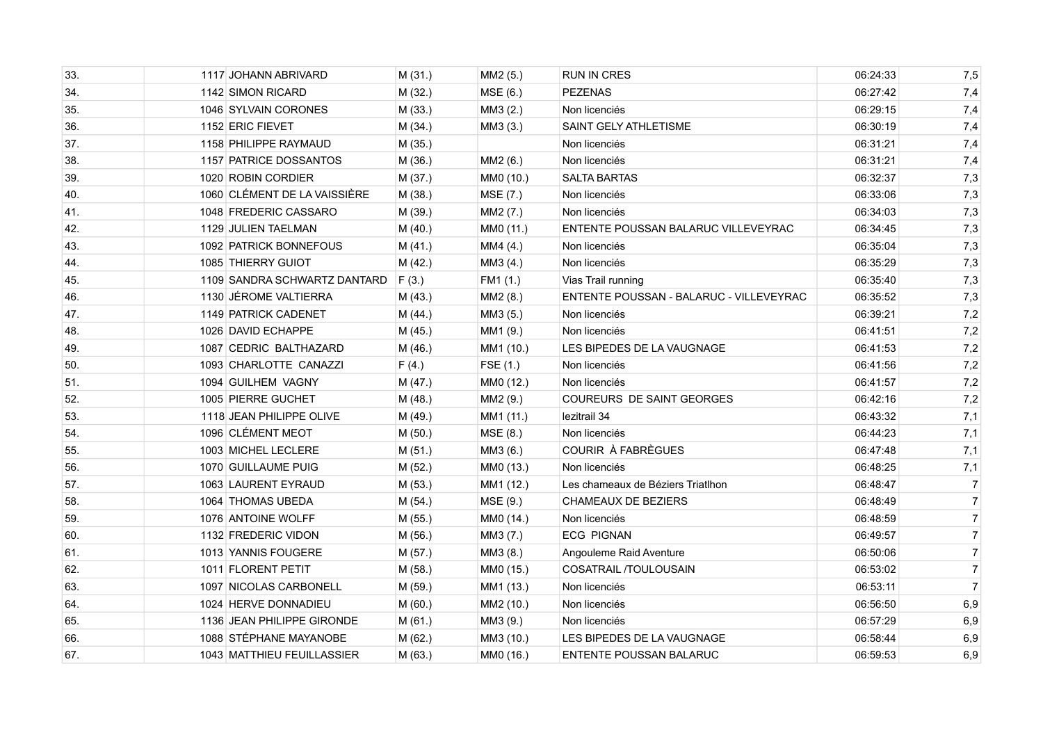| | | | | | | |
|---|---|---|---|---|---|---|
| 33. | 1117 JOHANN ABRIVARD | M (31.) | MM2 (5.) | RUN IN CRES | 06:24:33 | 7,5 |
| 34. | 1142 SIMON RICARD | M (32.) | MSE (6.) | PEZENAS | 06:27:42 | 7,4 |
| 35. | 1046 SYLVAIN CORONES | M (33.) | MM3 (2.) | Non licenciés | 06:29:15 | 7,4 |
| 36. | 1152 ERIC FIEVET | M (34.) | MM3 (3.) | SAINT GELY ATHLETISME | 06:30:19 | 7,4 |
| 37. | 1158 PHILIPPE RAYMAUD | M (35.) | | Non licenciés | 06:31:21 | 7,4 |
| 38. | 1157 PATRICE DOSSANTOS | M (36.) | MM2 (6.) | Non licenciés | 06:31:21 | 7,4 |
| 39. | 1020 ROBIN CORDIER | M (37.) | MM0 (10.) | SALTA BARTAS | 06:32:37 | 7,3 |
| 40. | 1060 CLÉMENT DE LA VAISSIÈRE | M (38.) | MSE (7.) | Non licenciés | 06:33:06 | 7,3 |
| 41. | 1048 FREDERIC CASSARO | M (39.) | MM2 (7.) | Non licenciés | 06:34:03 | 7,3 |
| 42. | 1129 JULIEN TAELMAN | M (40.) | MM0 (11.) | ENTENTE POUSSAN BALARUC VILLEVEYRAC | 06:34:45 | 7,3 |
| 43. | 1092 PATRICK BONNEFOUS | M (41.) | MM4 (4.) | Non licenciés | 06:35:04 | 7,3 |
| 44. | 1085 THIERRY GUIOT | M (42.) | MM3 (4.) | Non licenciés | 06:35:29 | 7,3 |
| 45. | 1109 SANDRA SCHWARTZ DANTARD | F (3.) | FM1 (1.) | Vias Trail running | 06:35:40 | 7,3 |
| 46. | 1130 JÉROME VALTIERRA | M (43.) | MM2 (8.) | ENTENTE POUSSAN - BALARUC - VILLEVEYRAC | 06:35:52 | 7,3 |
| 47. | 1149 PATRICK CADENET | M (44.) | MM3 (5.) | Non licenciés | 06:39:21 | 7,2 |
| 48. | 1026 DAVID ECHAPPE | M (45.) | MM1 (9.) | Non licenciés | 06:41:51 | 7,2 |
| 49. | 1087 CEDRIC BALTHAZARD | M (46.) | MM1 (10.) | LES BIPEDES DE LA VAUGNAGE | 06:41:53 | 7,2 |
| 50. | 1093 CHARLOTTE CANAZZI | F (4.) | FSE (1.) | Non licenciés | 06:41:56 | 7,2 |
| 51. | 1094 GUILHEM VAGNY | M (47.) | MM0 (12.) | Non licenciés | 06:41:57 | 7,2 |
| 52. | 1005 PIERRE GUCHET | M (48.) | MM2 (9.) | COUREURS DE SAINT GEORGES | 06:42:16 | 7,2 |
| 53. | 1118 JEAN PHILIPPE OLIVE | M (49.) | MM1 (11.) | lezitrail 34 | 06:43:32 | 7,1 |
| 54. | 1096 CLÉMENT MEOT | M (50.) | MSE (8.) | Non licenciés | 06:44:23 | 7,1 |
| 55. | 1003 MICHEL LECLERE | M (51.) | MM3 (6.) | COURIR À FABRÈGUES | 06:47:48 | 7,1 |
| 56. | 1070 GUILLAUME PUIG | M (52.) | MM0 (13.) | Non licenciés | 06:48:25 | 7,1 |
| 57. | 1063 LAURENT EYRAUD | M (53.) | MM1 (12.) | Les chameaux de Béziers Triatlhon | 06:48:47 | 7 |
| 58. | 1064 THOMAS UBEDA | M (54.) | MSE (9.) | CHAMEAUX DE BEZIERS | 06:48:49 | 7 |
| 59. | 1076 ANTOINE WOLFF | M (55.) | MM0 (14.) | Non licenciés | 06:48:59 | 7 |
| 60. | 1132 FREDERIC VIDON | M (56.) | MM3 (7.) | ECG PIGNAN | 06:49:57 | 7 |
| 61. | 1013 YANNIS FOUGERE | M (57.) | MM3 (8.) | Angouleme Raid Aventure | 06:50:06 | 7 |
| 62. | 1011 FLORENT PETIT | M (58.) | MM0 (15.) | COSATRAIL /TOULOUSAIN | 06:53:02 | 7 |
| 63. | 1097 NICOLAS CARBONELL | M (59.) | MM1 (13.) | Non licenciés | 06:53:11 | 7 |
| 64. | 1024 HERVE DONNADIEU | M (60.) | MM2 (10.) | Non licenciés | 06:56:50 | 6,9 |
| 65. | 1136 JEAN PHILIPPE GIRONDE | M (61.) | MM3 (9.) | Non licenciés | 06:57:29 | 6,9 |
| 66. | 1088 STÉPHANE MAYANOBE | M (62.) | MM3 (10.) | LES BIPEDES DE LA VAUGNAGE | 06:58:44 | 6,9 |
| 67. | 1043 MATTHIEU FEUILLASSIER | M (63.) | MM0 (16.) | ENTENTE POUSSAN BALARUC | 06:59:53 | 6,9 |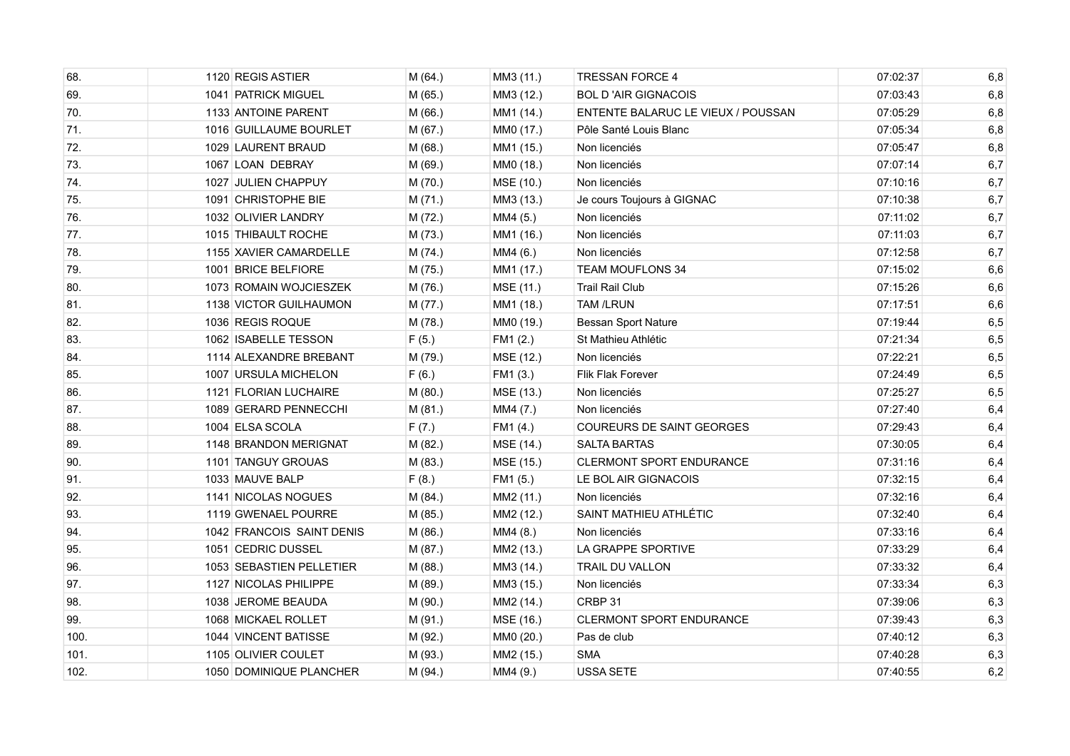| | | | | | | | |
|---|---|---|---|---|---|---|---|
| 68. | 1120 | REGIS ASTIER | M (64.) | MM3 (11.) | TRESSAN FORCE 4 | 07:02:37 | 6,8 |
| 69. | 1041 | PATRICK MIGUEL | M (65.) | MM3 (12.) | BOL D 'AIR GIGNACOIS | 07:03:43 | 6,8 |
| 70. | 1133 | ANTOINE PARENT | M (66.) | MM1 (14.) | ENTENTE BALARUC LE VIEUX / POUSSAN | 07:05:29 | 6,8 |
| 71. | 1016 | GUILLAUME BOURLET | M (67.) | MM0 (17.) | Pôle Santé Louis Blanc | 07:05:34 | 6,8 |
| 72. | 1029 | LAURENT BRAUD | M (68.) | MM1 (15.) | Non licenciés | 07:05:47 | 6,8 |
| 73. | 1067 | LOAN DEBRAY | M (69.) | MM0 (18.) | Non licenciés | 07:07:14 | 6,7 |
| 74. | 1027 | JULIEN CHAPPUY | M (70.) | MSE (10.) | Non licenciés | 07:10:16 | 6,7 |
| 75. | 1091 | CHRISTOPHE BIE | M (71.) | MM3 (13.) | Je cours Toujours à GIGNAC | 07:10:38 | 6,7 |
| 76. | 1032 | OLIVIER LANDRY | M (72.) | MM4 (5.) | Non licenciés | 07:11:02 | 6,7 |
| 77. | 1015 | THIBAULT ROCHE | M (73.) | MM1 (16.) | Non licenciés | 07:11:03 | 6,7 |
| 78. | 1155 | XAVIER CAMARDELLE | M (74.) | MM4 (6.) | Non licenciés | 07:12:58 | 6,7 |
| 79. | 1001 | BRICE BELFIORE | M (75.) | MM1 (17.) | TEAM MOUFLONS 34 | 07:15:02 | 6,6 |
| 80. | 1073 | ROMAIN WOJCIESZEK | M (76.) | MSE (11.) | Trail Rail Club | 07:15:26 | 6,6 |
| 81. | 1138 | VICTOR GUILHAUMON | M (77.) | MM1 (18.) | TAM /LRUN | 07:17:51 | 6,6 |
| 82. | 1036 | REGIS ROQUE | M (78.) | MM0 (19.) | Bessan Sport Nature | 07:19:44 | 6,5 |
| 83. | 1062 | ISABELLE TESSON | F (5.) | FM1 (2.) | St Mathieu Athlétic | 07:21:34 | 6,5 |
| 84. | 1114 | ALEXANDRE BREBANT | M (79.) | MSE (12.) | Non licenciés | 07:22:21 | 6,5 |
| 85. | 1007 | URSULA MICHELON | F (6.) | FM1 (3.) | Flik Flak Forever | 07:24:49 | 6,5 |
| 86. | 1121 | FLORIAN LUCHAIRE | M (80.) | MSE (13.) | Non licenciés | 07:25:27 | 6,5 |
| 87. | 1089 | GERARD PENNECCHI | M (81.) | MM4 (7.) | Non licenciés | 07:27:40 | 6,4 |
| 88. | 1004 | ELSA SCOLA | F (7.) | FM1 (4.) | COUREURS DE SAINT GEORGES | 07:29:43 | 6,4 |
| 89. | 1148 | BRANDON MERIGNAT | M (82.) | MSE (14.) | SALTA BARTAS | 07:30:05 | 6,4 |
| 90. | 1101 | TANGUY GROUAS | M (83.) | MSE (15.) | CLERMONT SPORT ENDURANCE | 07:31:16 | 6,4 |
| 91. | 1033 | MAUVE BALP | F (8.) | FM1 (5.) | LE BOL AIR GIGNACOIS | 07:32:15 | 6,4 |
| 92. | 1141 | NICOLAS NOGUES | M (84.) | MM2 (11.) | Non licenciés | 07:32:16 | 6,4 |
| 93. | 1119 | GWENAEL POURRE | M (85.) | MM2 (12.) | SAINT MATHIEU ATHLÉTIC | 07:32:40 | 6,4 |
| 94. | 1042 | FRANCOIS SAINT DENIS | M (86.) | MM4 (8.) | Non licenciés | 07:33:16 | 6,4 |
| 95. | 1051 | CEDRIC DUSSEL | M (87.) | MM2 (13.) | LA GRAPPE SPORTIVE | 07:33:29 | 6,4 |
| 96. | 1053 | SEBASTIEN PELLETIER | M (88.) | MM3 (14.) | TRAIL DU VALLON | 07:33:32 | 6,4 |
| 97. | 1127 | NICOLAS PHILIPPE | M (89.) | MM3 (15.) | Non licenciés | 07:33:34 | 6,3 |
| 98. | 1038 | JEROME BEAUDA | M (90.) | MM2 (14.) | CRBP 31 | 07:39:06 | 6,3 |
| 99. | 1068 | MICKAEL ROLLET | M (91.) | MSE (16.) | CLERMONT SPORT ENDURANCE | 07:39:43 | 6,3 |
| 100. | 1044 | VINCENT BATISSE | M (92.) | MM0 (20.) | Pas de club | 07:40:12 | 6,3 |
| 101. | 1105 | OLIVIER COULET | M (93.) | MM2 (15.) | SMA | 07:40:28 | 6,3 |
| 102. | 1050 | DOMINIQUE PLANCHER | M (94.) | MM4 (9.) | USSA SETE | 07:40:55 | 6,2 |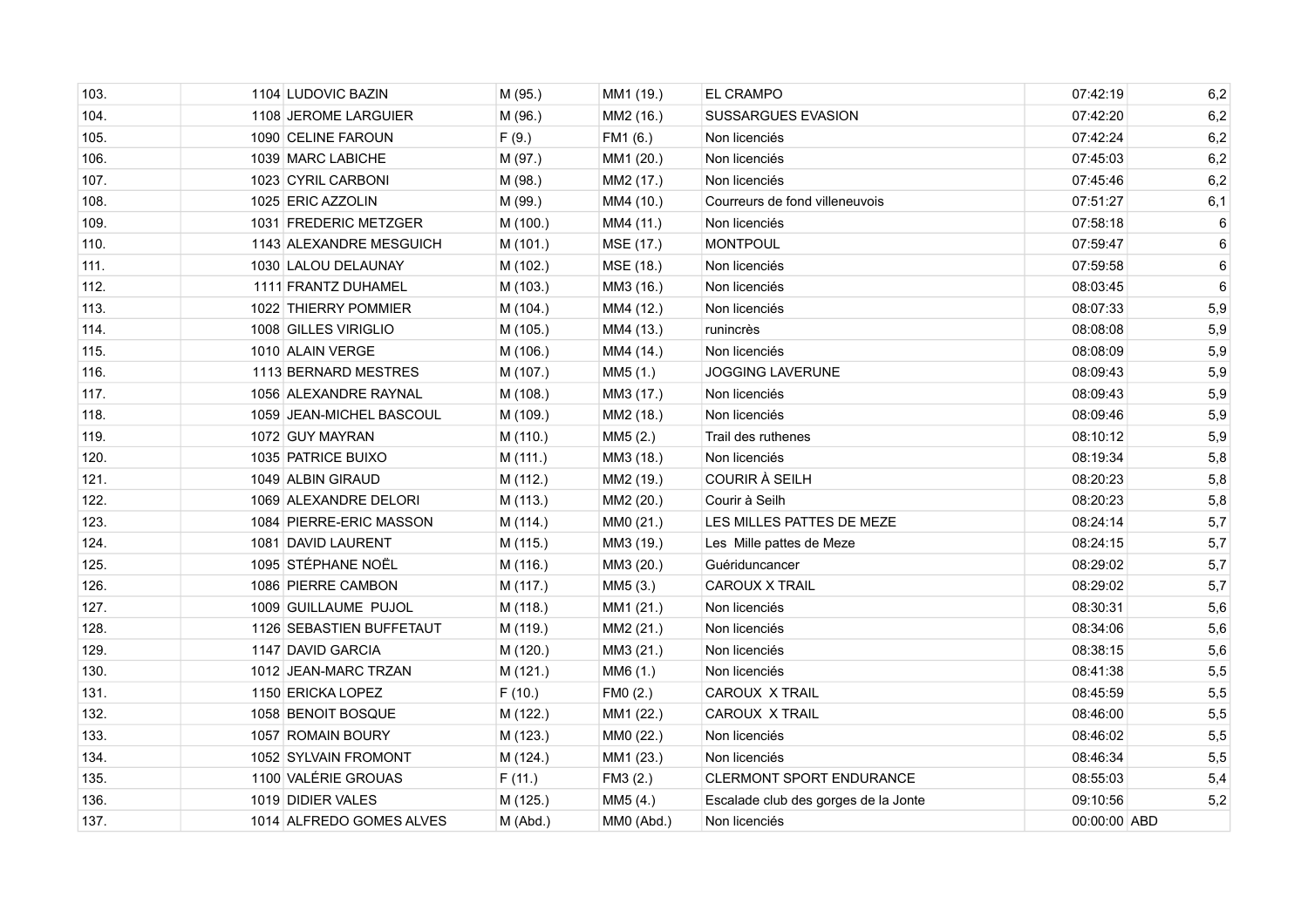| | | | | | | | |
|---|---|---|---|---|---|---|---|
| 103. | 1104 | LUDOVIC BAZIN | M (95.) | MM1 (19.) | EL CRAMPO | 07:42:19 | 6,2 |
| 104. | 1108 | JEROME LARGUIER | M (96.) | MM2 (16.) | SUSSARGUES EVASION | 07:42:20 | 6,2 |
| 105. | 1090 | CELINE FAROUN | F (9.) | FM1 (6.) | Non licenciés | 07:42:24 | 6,2 |
| 106. | 1039 | MARC LABICHE | M (97.) | MM1 (20.) | Non licenciés | 07:45:03 | 6,2 |
| 107. | 1023 | CYRIL CARBONI | M (98.) | MM2 (17.) | Non licenciés | 07:45:46 | 6,2 |
| 108. | 1025 | ERIC AZZOLIN | M (99.) | MM4 (10.) | Courreurs de fond villeneuvois | 07:51:27 | 6,1 |
| 109. | 1031 | FREDERIC METZGER | M (100.) | MM4 (11.) | Non licenciés | 07:58:18 | 6 |
| 110. | 1143 | ALEXANDRE MESGUICH | M (101.) | MSE (17.) | MONTPOUL | 07:59:47 | 6 |
| 111. | 1030 | LALOU DELAUNAY | M (102.) | MSE (18.) | Non licenciés | 07:59:58 | 6 |
| 112. | 1111 | FRANTZ DUHAMEL | M (103.) | MM3 (16.) | Non licenciés | 08:03:45 | 6 |
| 113. | 1022 | THIERRY POMMIER | M (104.) | MM4 (12.) | Non licenciés | 08:07:33 | 5,9 |
| 114. | 1008 | GILLES VIRIGLIO | M (105.) | MM4 (13.) | runincrès | 08:08:08 | 5,9 |
| 115. | 1010 | ALAIN VERGE | M (106.) | MM4 (14.) | Non licenciés | 08:08:09 | 5,9 |
| 116. | 1113 | BERNARD MESTRES | M (107.) | MM5 (1.) | JOGGING LAVERUNE | 08:09:43 | 5,9 |
| 117. | 1056 | ALEXANDRE RAYNAL | M (108.) | MM3 (17.) | Non licenciés | 08:09:43 | 5,9 |
| 118. | 1059 | JEAN-MICHEL BASCOUL | M (109.) | MM2 (18.) | Non licenciés | 08:09:46 | 5,9 |
| 119. | 1072 | GUY MAYRAN | M (110.) | MM5 (2.) | Trail des ruthenes | 08:10:12 | 5,9 |
| 120. | 1035 | PATRICE BUIXO | M (111.) | MM3 (18.) | Non licenciés | 08:19:34 | 5,8 |
| 121. | 1049 | ALBIN GIRAUD | M (112.) | MM2 (19.) | COURIR À SEILH | 08:20:23 | 5,8 |
| 122. | 1069 | ALEXANDRE DELORI | M (113.) | MM2 (20.) | Courir à Seilh | 08:20:23 | 5,8 |
| 123. | 1084 | PIERRE-ERIC MASSON | M (114.) | MM0 (21.) | LES MILLES PATTES DE MEZE | 08:24:14 | 5,7 |
| 124. | 1081 | DAVID LAURENT | M (115.) | MM3 (19.) | Les Mille pattes de Meze | 08:24:15 | 5,7 |
| 125. | 1095 | STÉPHANE NOËL | M (116.) | MM3 (20.) | Guériduncancer | 08:29:02 | 5,7 |
| 126. | 1086 | PIERRE CAMBON | M (117.) | MM5 (3.) | CAROUX X TRAIL | 08:29:02 | 5,7 |
| 127. | 1009 | GUILLAUME PUJOL | M (118.) | MM1 (21.) | Non licenciés | 08:30:31 | 5,6 |
| 128. | 1126 | SEBASTIEN BUFFETAUT | M (119.) | MM2 (21.) | Non licenciés | 08:34:06 | 5,6 |
| 129. | 1147 | DAVID GARCIA | M (120.) | MM3 (21.) | Non licenciés | 08:38:15 | 5,6 |
| 130. | 1012 | JEAN-MARC TRZAN | M (121.) | MM6 (1.) | Non licenciés | 08:41:38 | 5,5 |
| 131. | 1150 | ERICKA LOPEZ | F (10.) | FM0 (2.) | CAROUX X TRAIL | 08:45:59 | 5,5 |
| 132. | 1058 | BENOIT BOSQUE | M (122.) | MM1 (22.) | CAROUX X TRAIL | 08:46:00 | 5,5 |
| 133. | 1057 | ROMAIN BOURY | M (123.) | MM0 (22.) | Non licenciés | 08:46:02 | 5,5 |
| 134. | 1052 | SYLVAIN FROMONT | M (124.) | MM1 (23.) | Non licenciés | 08:46:34 | 5,5 |
| 135. | 1100 | VALÉRIE GROUAS | F (11.) | FM3 (2.) | CLERMONT SPORT ENDURANCE | 08:55:03 | 5,4 |
| 136. | 1019 | DIDIER VALES | M (125.) | MM5 (4.) | Escalade club des gorges de la Jonte | 09:10:56 | 5,2 |
| 137. | 1014 | ALFREDO GOMES ALVES | M (Abd.) | MM0 (Abd.) | Non licenciés | 00:00:00 | ABD |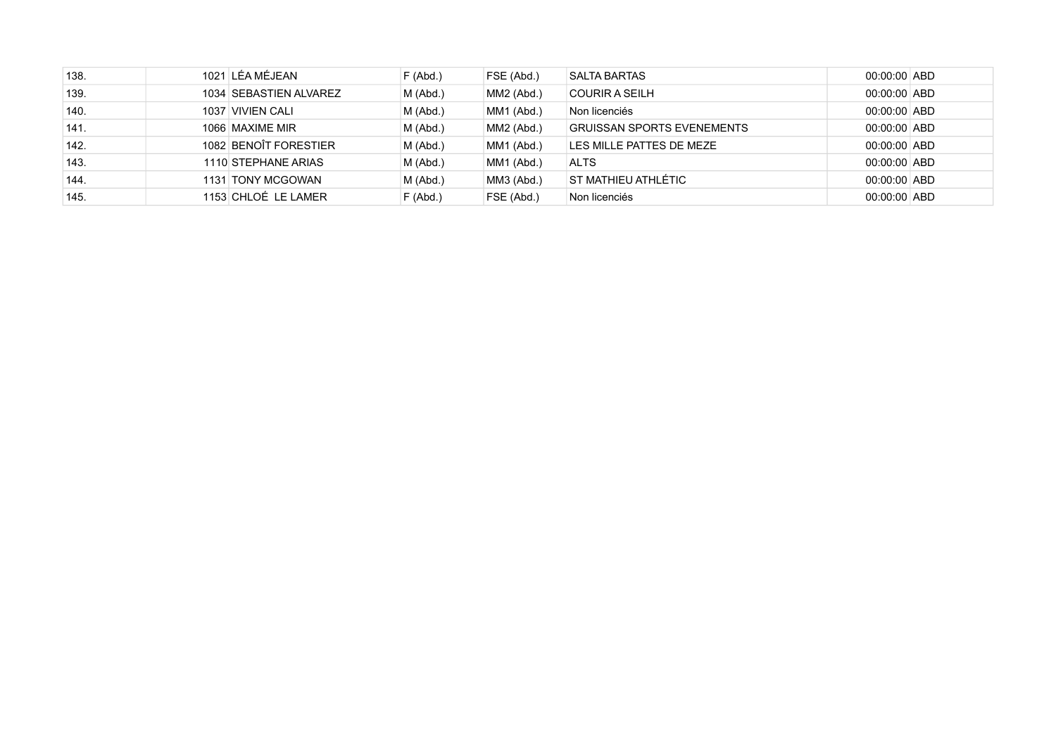| | | | | | | | |
|---|---|---|---|---|---|---|---|
| 138. | 1021 | LÉA MÉJEAN | F (Abd.) | FSE (Abd.) | SALTA BARTAS | 00:00:00 | ABD |
| 139. | 1034 | SEBASTIEN ALVAREZ | M (Abd.) | MM2 (Abd.) | COURIR A SEILH | 00:00:00 | ABD |
| 140. | 1037 | VIVIEN CALI | M (Abd.) | MM1 (Abd.) | Non licenciés | 00:00:00 | ABD |
| 141. | 1066 | MAXIME MIR | M (Abd.) | MM2 (Abd.) | GRUISSAN SPORTS EVENEMENTS | 00:00:00 | ABD |
| 142. | 1082 | BENOÎT FORESTIER | M (Abd.) | MM1 (Abd.) | LES MILLE PATTES DE MEZE | 00:00:00 | ABD |
| 143. | 1110 | STEPHANE ARIAS | M (Abd.) | MM1 (Abd.) | ALTS | 00:00:00 | ABD |
| 144. | 1131 | TONY MCGOWAN | M (Abd.) | MM3 (Abd.) | ST MATHIEU ATHLÉTIC | 00:00:00 | ABD |
| 145. | 1153 | CHLOÉ LE LAMER | F (Abd.) | FSE (Abd.) | Non licenciés | 00:00:00 | ABD |